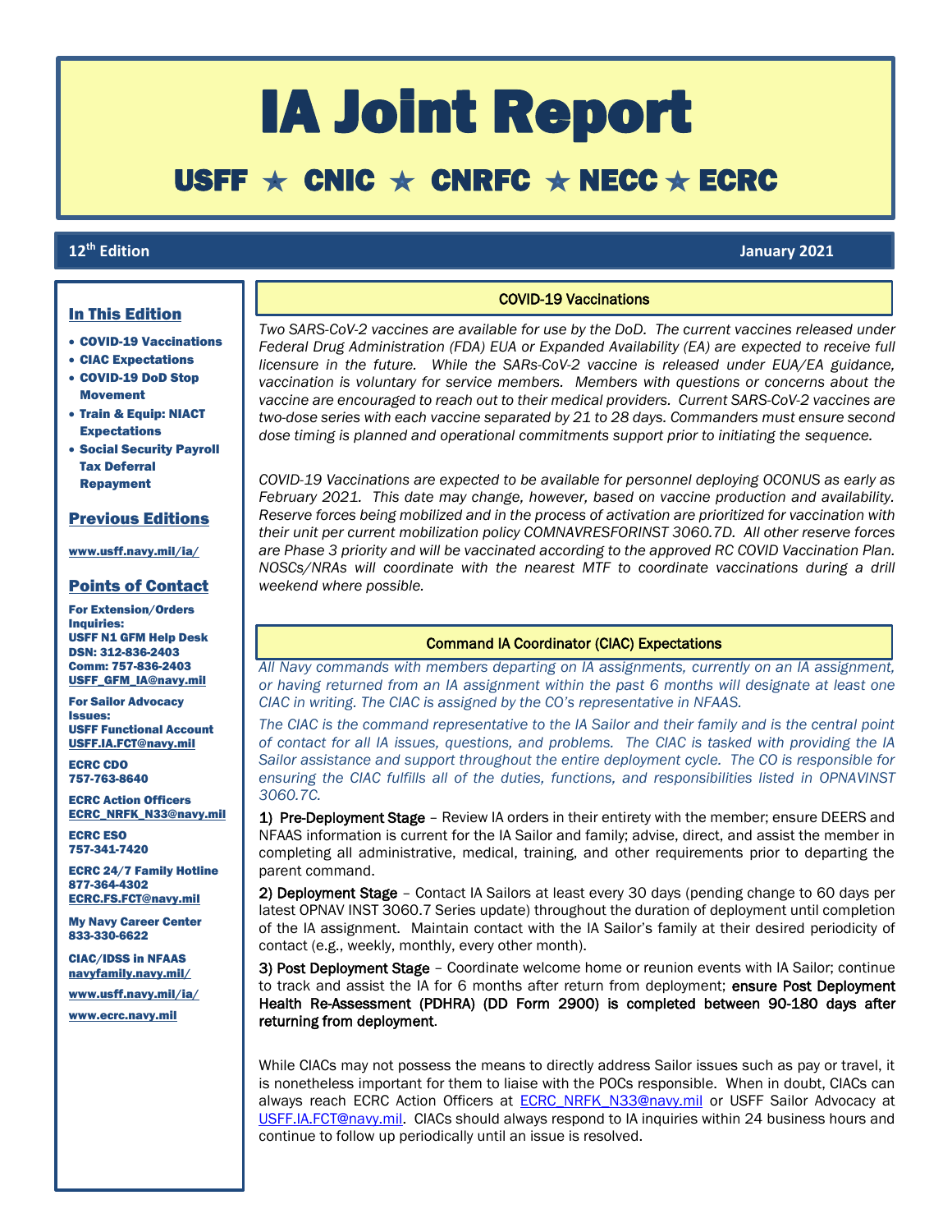# IA Joint Report

## USFF ★ CNIC ★ CNRFC ★ NECC ★ ECRC

**12th Edition** **January 2021**

### In This Edition

- **COVID-19 Vaccinations**
- **CIAC Expectations**
- **COVID-19 DoD Stop Movement**
- **Train & Equip: NIACT Expectations**
- **Social Security Payroll Tax Deferral Repayment**

### Previous Editions

**www.usff.navy.mil/ia/**

### Points of Contact

**For Extension/Orders Inquiries:**
**USFF N1 GFM Help Desk**
**DSN: 312-836-2403**
**Comm: 757-836-2403**
**USFF_GFM_IA@navy.mil**

**For Sailor Advocacy Issues:**
**USFF Functional Account**
**USFF.IA.FCT@navy.mil**

**ECRC CDO**
**757-763-8640**

**ECRC Action Officers**
**ECRC_NRFK_N33@navy.mil**

**ECRC ESO**
**757-341-7420**

**ECRC 24/7 Family Hotline**
**877-364-4302**
**ECRC.FS.FCT@navy.mil**

**My Navy Career Center**
**833-330-6622**

**CIAC/IDSS in NFAAS**
**navyfamily.navy.mil/**

**www.usff.navy.mil/ia/**

**www.ecrc.navy.mil**

### COVID-19 Vaccinations

*Two SARS-CoV-2 vaccines are available for use by the DoD. The current vaccines released under Federal Drug Administration (FDA) EUA or Expanded Availability (EA) are expected to receive full licensure in the future. While the SARs-CoV-2 vaccine is released under EUA/EA guidance, vaccination is voluntary for service members. Members with questions or concerns about the vaccine are encouraged to reach out to their medical providers. Current SARS-CoV-2 vaccines are two-dose series with each vaccine separated by 21 to 28 days. Commanders must ensure second dose timing is planned and operational commitments support prior to initiating the sequence.*

*COVID-19 Vaccinations are expected to be available for personnel deploying OCONUS as early as February 2021. This date may change, however, based on vaccine production and availability. Reserve forces being mobilized and in the process of activation are prioritized for vaccination with their unit per current mobilization policy COMNAVRESFORINST 3060.7D. All other reserve forces are Phase 3 priority and will be vaccinated according to the approved RC COVID Vaccination Plan. NOSCs/NRAs will coordinate with the nearest MTF to coordinate vaccinations during a drill weekend where possible.*

### Command IA Coordinator (CIAC) Expectations

*All Navy commands with members departing on IA assignments, currently on an IA assignment, or having returned from an IA assignment within the past 6 months will designate at least one CIAC in writing. The CIAC is assigned by the CO's representative in NFAAS.*

*The CIAC is the command representative to the IA Sailor and their family and is the central point of contact for all IA issues, questions, and problems. The CIAC is tasked with providing the IA Sailor assistance and support throughout the entire deployment cycle. The CO is responsible for ensuring the CIAC fulfills all of the duties, functions, and responsibilities listed in OPNAVINST 3060.7C.*

1) Pre-Deployment Stage – Review IA orders in their entirety with the member; ensure DEERS and NFAAS information is current for the IA Sailor and family; advise, direct, and assist the member in completing all administrative, medical, training, and other requirements prior to departing the parent command.

2) Deployment Stage – Contact IA Sailors at least every 30 days (pending change to 60 days per latest OPNAV INST 3060.7 Series update) throughout the duration of deployment until completion of the IA assignment. Maintain contact with the IA Sailor's family at their desired periodicity of contact (e.g., weekly, monthly, every other month).

3) Post Deployment Stage – Coordinate welcome home or reunion events with IA Sailor; continue to track and assist the IA for 6 months after return from deployment; **ensure Post Deployment Health Re-Assessment (PDHRA) (DD Form 2900) is completed between 90-180 days after returning from deployment**.

While CIACs may not possess the means to directly address Sailor issues such as pay or travel, it is nonetheless important for them to liaise with the POCs responsible. When in doubt, CIACs can always reach ECRC Action Officers at ECRC_NRFK_N33@navy.mil or USFF Sailor Advocacy at USFF.IA.FCT@navy.mil. CIACs should always respond to IA inquiries within 24 business hours and continue to follow up periodically until an issue is resolved.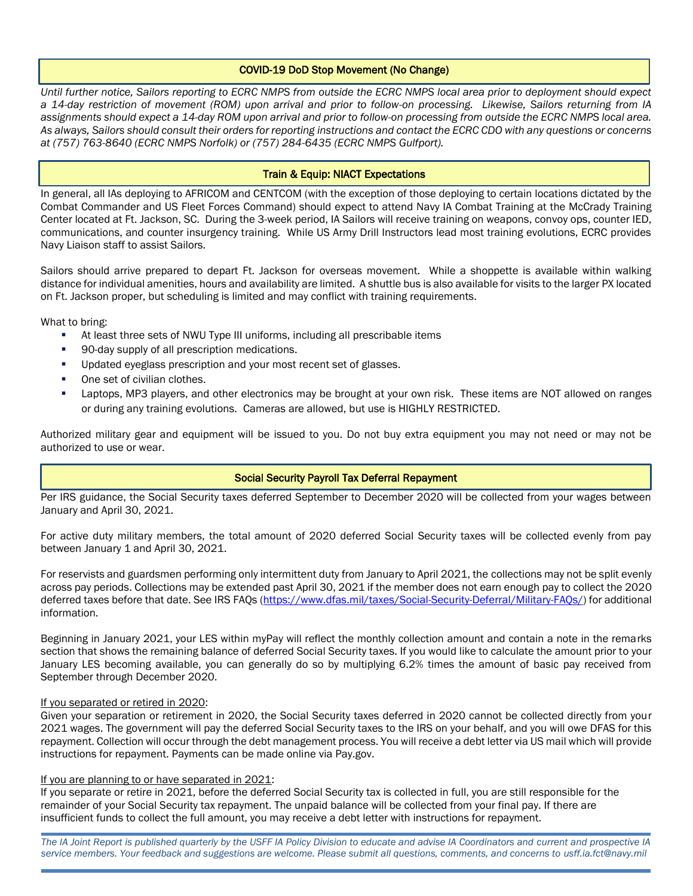## COVID-19 DoD Stop Movement (No Change)

*Until further notice, Sailors reporting to ECRC NMPS from outside the ECRC NMPS local area prior to deployment should expect a 14-day restriction of movement (ROM) upon arrival and prior to follow-on processing. Likewise, Sailors returning from IA assignments should expect a 14-day ROM upon arrival and prior to follow-on processing from outside the ECRC NMPS local area. As always, Sailors should consult their orders for reporting instructions and contact the ECRC CDO with any questions or concerns at (757) 763-8640 (ECRC NMPS Norfolk) or (757) 284-6435 (ECRC NMPS Gulfport).*

## Train & Equip: NIACT Expectations

In general, all IAs deploying to AFRICOM and CENTCOM (with the exception of those deploying to certain locations dictated by the Combat Commander and US Fleet Forces Command) should expect to attend Navy IA Combat Training at the McCrady Training Center located at Ft. Jackson, SC. During the 3-week period, IA Sailors will receive training on weapons, convoy ops, counter IED, communications, and counter insurgency training. While US Army Drill Instructors lead most training evolutions, ECRC provides Navy Liaison staff to assist Sailors.

Sailors should arrive prepared to depart Ft. Jackson for overseas movement. While a shoppette is available within walking distance for individual amenities, hours and availability are limited. A shuttle bus is also available for visits to the larger PX located on Ft. Jackson proper, but scheduling is limited and may conflict with training requirements.

What to bring:

- At least three sets of NWU Type III uniforms, including all prescribable items
- 90-day supply of all prescription medications.
- Updated eyeglass prescription and your most recent set of glasses.
- One set of civilian clothes.
- Laptops, MP3 players, and other electronics may be brought at your own risk. These items are NOT allowed on ranges or during any training evolutions. Cameras are allowed, but use is HIGHLY RESTRICTED.

Authorized military gear and equipment will be issued to you. Do not buy extra equipment you may not need or may not be authorized to use or wear.

## Social Security Payroll Tax Deferral Repayment

Per IRS guidance, the Social Security taxes deferred September to December 2020 will be collected from your wages between January and April 30, 2021.

For active duty military members, the total amount of 2020 deferred Social Security taxes will be collected evenly from pay between January 1 and April 30, 2021.

For reservists and guardsmen performing only intermittent duty from January to April 2021, the collections may not be split evenly across pay periods. Collections may be extended past April 30, 2021 if the member does not earn enough pay to collect the 2020 deferred taxes before that date. See IRS FAQs (https://www.dfas.mil/taxes/Social-Security-Deferral/Military-FAQs/) for additional information.

Beginning in January 2021, your LES within myPay will reflect the monthly collection amount and contain a note in the remarks section that shows the remaining balance of deferred Social Security taxes. If you would like to calculate the amount prior to your January LES becoming available, you can generally do so by multiplying 6.2% times the amount of basic pay received from September through December 2020.

<u>If you separated or retired in 2020</u>:
Given your separation or retirement in 2020, the Social Security taxes deferred in 2020 cannot be collected directly from your 2021 wages. The government will pay the deferred Social Security taxes to the IRS on your behalf, and you will owe DFAS for this repayment. Collection will occur through the debt management process. You will receive a debt letter via US mail which will provide instructions for repayment. Payments can be made online via Pay.gov.

<u>If you are planning to or have separated in 2021</u>:
If you separate or retire in 2021, before the deferred Social Security tax is collected in full, you are still responsible for the remainder of your Social Security tax repayment. The unpaid balance will be collected from your final pay. If there are insufficient funds to collect the full amount, you may receive a debt letter with instructions for repayment.

*The IA Joint Report is published quarterly by the USFF IA Policy Division to educate and advise IA Coordinators and current and prospective IA service members. Your feedback and suggestions are welcome. Please submit all questions, comments, and concerns to usff.ia.fct@navy.mil*